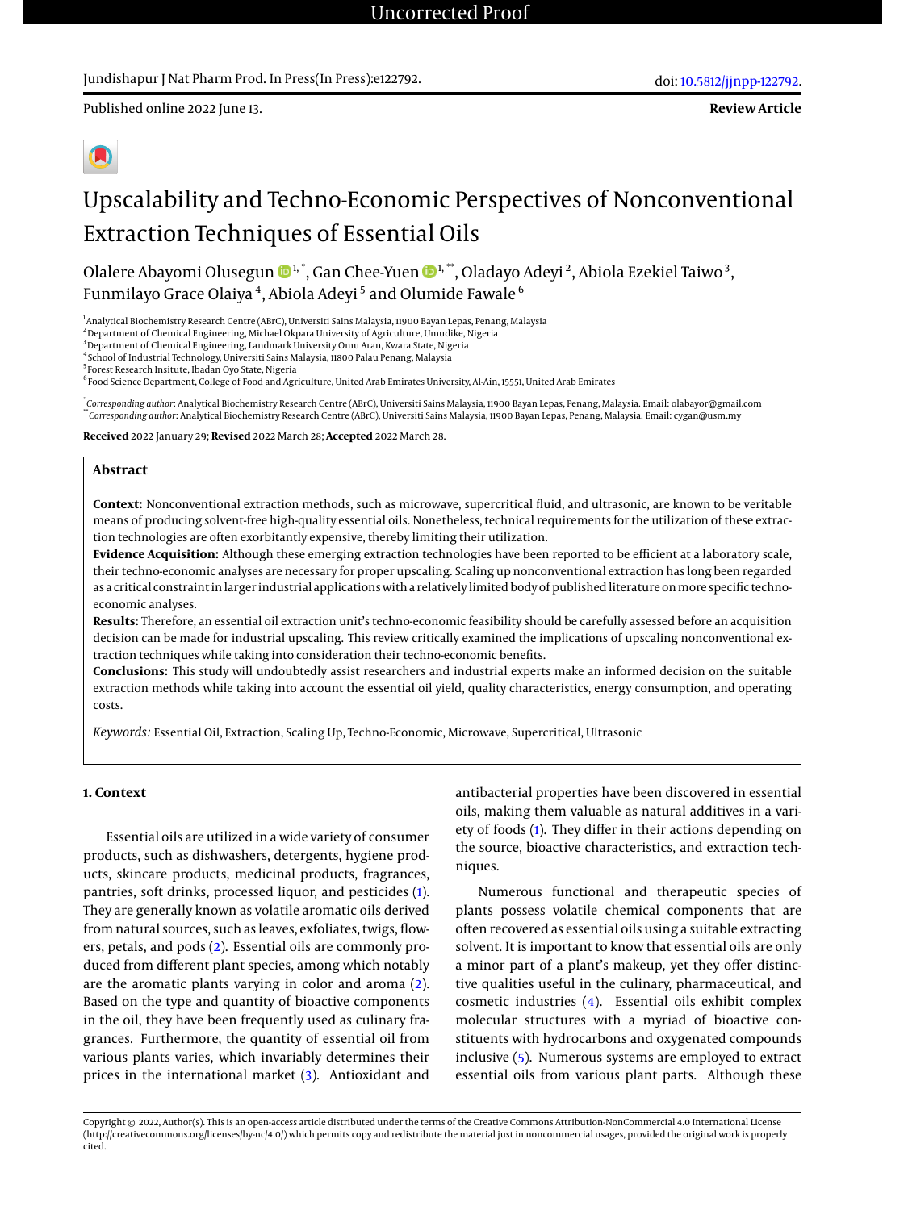Uncorrected Proof

Jundishapur J Nat Pharm Prod. In Press(In Press):e122792.

doi: 10.5812/jjnpp-122792.

Published online 2022 June 13.

**Review Article**

# Upscalability and Techno-Economic Perspectives of Nonconventional Extraction Techniques of Essential Oils

Olalere Abayomi Olusegun [1,*], Gan Chee-Yuen [1,**], Oladayo Adeyi [2], Abiola Ezekiel Taiwo [3], Funmilayo Grace Olaiya [4], Abiola Adeyi [5] and Olumide Fawale [6]

[1] Analytical Biochemistry Research Centre (ABrC), Universiti Sains Malaysia, 11900 Bayan Lepas, Penang, Malaysia
[2] Department of Chemical Engineering, Michael Okpara University of Agriculture, Umudike, Nigeria
[3] Department of Chemical Engineering, Landmark University Omu Aran, Kwara State, Nigeria
[4] School of Industrial Technology, Universiti Sains Malaysia, 11800 Palau Penang, Malaysia
[5] Forest Research Insitute, Ibadan Oyo State, Nigeria
[6] Food Science Department, College of Food and Agriculture, United Arab Emirates University, Al-Ain, 15551, United Arab Emirates

[*] *Corresponding author*: Analytical Biochemistry Research Centre (ABrC), Universiti Sains Malaysia, 11900 Bayan Lepas, Penang, Malaysia. Email: olabayor@gmail.com
[**] *Corresponding author*: Analytical Biochemistry Research Centre (ABrC), Universiti Sains Malaysia, 11900 Bayan Lepas, Penang, Malaysia. Email: cygan@usm.my

**Received** 2022 January 29; **Revised** 2022 March 28; **Accepted** 2022 March 28.

## Abstract

**Context:** Nonconventional extraction methods, such as microwave, supercritical fluid, and ultrasonic, are known to be veritable means of producing solvent-free high-quality essential oils. Nonetheless, technical requirements for the utilization of these extraction technologies are often exorbitantly expensive, thereby limiting their utilization.

**Evidence Acquisition:** Although these emerging extraction technologies have been reported to be efficient at a laboratory scale, their techno-economic analyses are necessary for proper upscaling. Scaling up nonconventional extraction has long been regarded as a critical constraint in larger industrial applications with a relatively limited body of published literature on more specific techno-economic analyses.

**Results:** Therefore, an essential oil extraction unit's techno-economic feasibility should be carefully assessed before an acquisition decision can be made for industrial upscaling. This review critically examined the implications of upscaling nonconventional extraction techniques while taking into consideration their techno-economic benefits.

**Conclusions:** This study will undoubtedly assist researchers and industrial experts make an informed decision on the suitable extraction methods while taking into account the essential oil yield, quality characteristics, energy consumption, and operating costs.

*Keywords:* Essential Oil, Extraction, Scaling Up, Techno-Economic, Microwave, Supercritical, Ultrasonic

## 1. Context

Essential oils are utilized in a wide variety of consumer products, such as dishwashers, detergents, hygiene products, skincare products, medicinal products, fragrances, pantries, soft drinks, processed liquor, and pesticides (1). They are generally known as volatile aromatic oils derived from natural sources, such as leaves, exfoliates, twigs, flowers, petals, and pods (2). Essential oils are commonly produced from different plant species, among which notably are the aromatic plants varying in color and aroma (2). Based on the type and quantity of bioactive components in the oil, they have been frequently used as culinary fragrances. Furthermore, the quantity of essential oil from various plants varies, which invariably determines their prices in the international market (3). Antioxidant and antibacterial properties have been discovered in essential oils, making them valuable as natural additives in a variety of foods (1). They differ in their actions depending on the source, bioactive characteristics, and extraction techniques.

Numerous functional and therapeutic species of plants possess volatile chemical components that are often recovered as essential oils using a suitable extracting solvent. It is important to know that essential oils are only a minor part of a plant's makeup, yet they offer distinctive qualities useful in the culinary, pharmaceutical, and cosmetic industries (4). Essential oils exhibit complex molecular structures with a myriad of bioactive constituents with hydrocarbons and oxygenated compounds inclusive (5). Numerous systems are employed to extract essential oils from various plant parts. Although these

Copyright © 2022, Author(s). This is an open-access article distributed under the terms of the Creative Commons Attribution-NonCommercial 4.0 International License (http://creativecommons.org/licenses/by-nc/4.0/) which permits copy and redistribute the material just in noncommercial usages, provided the original work is properly cited.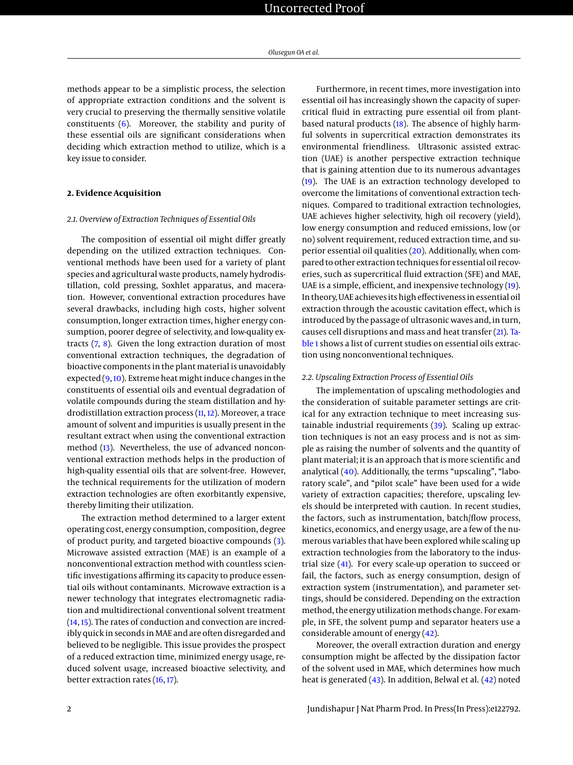methods appear to be a simplistic process, the selection of appropriate extraction conditions and the solvent is very crucial to preserving the thermally sensitive volatile constituents (6). Moreover, the stability and purity of these essential oils are significant considerations when deciding which extraction method to utilize, which is a key issue to consider.

## 2. Evidence Acquisition

### 2.1. Overview of Extraction Techniques of Essential Oils

The composition of essential oil might differ greatly depending on the utilized extraction techniques. Conventional methods have been used for a variety of plant species and agricultural waste products, namely hydrodistillation, cold pressing, Soxhlet apparatus, and maceration. However, conventional extraction procedures have several drawbacks, including high costs, higher solvent consumption, longer extraction times, higher energy consumption, poorer degree of selectivity, and low-quality extracts (7, 8). Given the long extraction duration of most conventional extraction techniques, the degradation of bioactive components in the plant material is unavoidably expected (9, 10). Extreme heat might induce changes in the constituents of essential oils and eventual degradation of volatile compounds during the steam distillation and hydrodistillation extraction process (11, 12). Moreover, a trace amount of solvent and impurities is usually present in the resultant extract when using the conventional extraction method (13). Nevertheless, the use of advanced nonconventional extraction methods helps in the production of high-quality essential oils that are solvent-free. However, the technical requirements for the utilization of modern extraction technologies are often exorbitantly expensive, thereby limiting their utilization.

The extraction method determined to a larger extent operating cost, energy consumption, composition, degree of product purity, and targeted bioactive compounds (3). Microwave assisted extraction (MAE) is an example of a nonconventional extraction method with countless scientific investigations affirming its capacity to produce essential oils without contaminants. Microwave extraction is a newer technology that integrates electromagnetic radiation and multidirectional conventional solvent treatment (14, 15). The rates of conduction and convection are incredibly quick in seconds in MAE and are often disregarded and believed to be negligible. This issue provides the prospect of a reduced extraction time, minimized energy usage, reduced solvent usage, increased bioactive selectivity, and better extraction rates (16, 17).

Furthermore, in recent times, more investigation into essential oil has increasingly shown the capacity of supercritical fluid in extracting pure essential oil from plant-based natural products (18). The absence of highly harmful solvents in supercritical extraction demonstrates its environmental friendliness. Ultrasonic assisted extraction (UAE) is another perspective extraction technique that is gaining attention due to its numerous advantages (19). The UAE is an extraction technology developed to overcome the limitations of conventional extraction techniques. Compared to traditional extraction technologies, UAE achieves higher selectivity, high oil recovery (yield), low energy consumption and reduced emissions, low (or no) solvent requirement, reduced extraction time, and superior essential oil qualities (20). Additionally, when compared to other extraction techniques for essential oil recoveries, such as supercritical fluid extraction (SFE) and MAE, UAE is a simple, efficient, and inexpensive technology (19). In theory, UAE achieves its high effectiveness in essential oil extraction through the acoustic cavitation effect, which is introduced by the passage of ultrasonic waves and, in turn, causes cell disruptions and mass and heat transfer (21). Table 1 shows a list of current studies on essential oils extraction using nonconventional techniques.

### 2.2. Upscaling Extraction Process of Essential Oils

The implementation of upscaling methodologies and the consideration of suitable parameter settings are critical for any extraction technique to meet increasing sustainable industrial requirements (39). Scaling up extraction techniques is not an easy process and is not as simple as raising the number of solvents and the quantity of plant material; it is an approach that is more scientific and analytical (40). Additionally, the terms "upscaling", "laboratory scale", and "pilot scale" have been used for a wide variety of extraction capacities; therefore, upscaling levels should be interpreted with caution. In recent studies, the factors, such as instrumentation, batch/flow process, kinetics, economics, and energy usage, are a few of the numerous variables that have been explored while scaling up extraction technologies from the laboratory to the industrial size (41). For every scale-up operation to succeed or fail, the factors, such as energy consumption, design of extraction system (instrumentation), and parameter settings, should be considered. Depending on the extraction method, the energy utilization methods change. For example, in SFE, the solvent pump and separator heaters use a considerable amount of energy (42).

Moreover, the overall extraction duration and energy consumption might be affected by the dissipation factor of the solvent used in MAE, which determines how much heat is generated (43). In addition, Belwal et al. (42) noted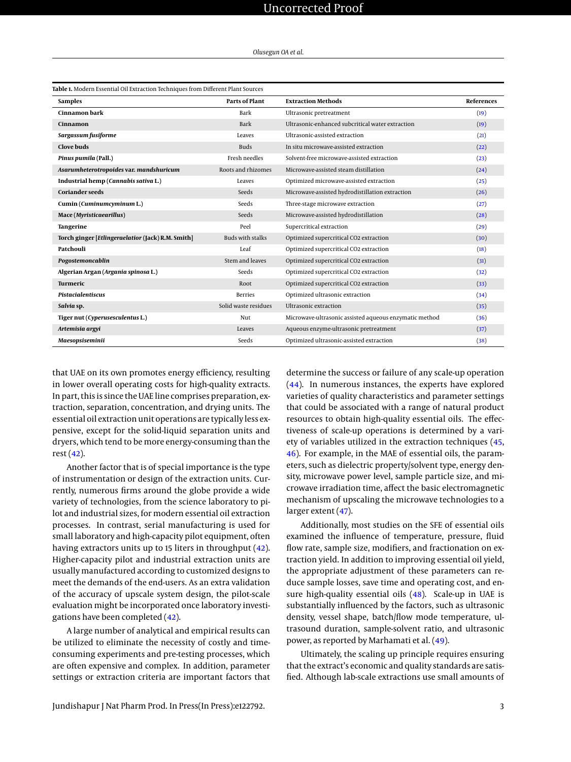**Table 1.** Modern Essential Oil Extraction Techniques from Different Plant Sources

| Samples | Parts of Plant | Extraction Methods | References |
|---|---|---|---|
| **Cinnamon bark** | Bark | Ultrasonic pretreatment | (19) |
| **Cinnamon** | Bark | Ultrasonic-enhanced subcritical water extraction | (19) |
| ***Sargassum fusiforme*** | Leaves | Ultrasonic-assisted extraction | (21) |
| **Clove buds** | Buds | In situ microwave-assisted extraction | (22) |
| ***Pinus pumila* (Pall.)** | Fresh needles | Solvent-free microwave-assisted extraction | (23) |
| ***Asarumheterotropoides* var. *mandshuricum*** | Roots and rhizomes | Microwave-assisted steam distillation | (24) |
| **Industrial hemp (*Cannabis sativa* L.)** | Leaves | Optimized microwave-assisted extraction | (25) |
| **Coriander seeds** | Seeds | Microwave-assisted hydrodistillation extraction | (26) |
| **Cumin (*Cuminumcyminum* L.)** | Seeds | Three-stage microwave extraction | (27) |
| **Mace (*Myristicaearillus*)** | Seeds | Microwave-assisted hydrodistillation | (28) |
| **Tangerine** | Peel | Supercritical extraction | (29) |
| **Torch ginger [*Etlingeraelatior* (Jack) R.M. Smith]** | Buds with stalks | Optimized supercritical CO2 extraction | (30) |
| **Patchouli** | Leaf | Optimized supercritical CO2 extraction | (18) |
| ***Pogostemoncablin*** | Stem and leaves | Optimized supercritical CO2 extraction | (31) |
| **Algerian Argan (*Argania spinosa* L.)** | Seeds | Optimized supercritical CO2 extraction | (32) |
| **Turmeric** | Root | Optimized supercritical CO2 extraction | (33) |
| ***Pistacialentiscus*** | Berries | Optimized ultrasonic extraction | (34) |
| ***Salvia* sp.** | Solid waste residues | Ultrasonic extraction | (35) |
| **Tiger nut (*Cyperusesculentus* L.)** | Nut | Microwave-ultrasonic assisted aqueous enzymatic method | (36) |
| ***Artemisia argyi*** | Leaves | Aqueous enzyme-ultrasonic pretreatment | (37) |
| ***Maesopsiseminii*** | Seeds | Optimized ultrasonic-assisted extraction | (38) |

that UAE on its own promotes energy efficiency, resulting in lower overall operating costs for high-quality extracts. In part, this is since the UAE line comprises preparation, extraction, separation, concentration, and drying units. The essential oil extraction unit operations are typically less expensive, except for the solid-liquid separation units and dryers, which tend to be more energy-consuming than the rest (42).

Another factor that is of special importance is the type of instrumentation or design of the extraction units. Currently, numerous firms around the globe provide a wide variety of technologies, from the science laboratory to pilot and industrial sizes, for modern essential oil extraction processes. In contrast, serial manufacturing is used for small laboratory and high-capacity pilot equipment, often having extractors units up to 15 liters in throughput (42). Higher-capacity pilot and industrial extraction units are usually manufactured according to customized designs to meet the demands of the end-users. As an extra validation of the accuracy of upscale system design, the pilot-scale evaluation might be incorporated once laboratory investigations have been completed (42).

A large number of analytical and empirical results can be utilized to eliminate the necessity of costly and time-consuming experiments and pre-testing processes, which are often expensive and complex. In addition, parameter settings or extraction criteria are important factors that determine the success or failure of any scale-up operation (44). In numerous instances, the experts have explored varieties of quality characteristics and parameter settings that could be associated with a range of natural product resources to obtain high-quality essential oils. The effectiveness of scale-up operations is determined by a variety of variables utilized in the extraction techniques (45, 46). For example, in the MAE of essential oils, the parameters, such as dielectric property/solvent type, energy density, microwave power level, sample particle size, and microwave irradiation time, affect the basic electromagnetic mechanism of upscaling the microwave technologies to a larger extent (47).

Additionally, most studies on the SFE of essential oils examined the influence of temperature, pressure, fluid flow rate, sample size, modifiers, and fractionation on extraction yield. In addition to improving essential oil yield, the appropriate adjustment of these parameters can reduce sample losses, save time and operating cost, and ensure high-quality essential oils (48). Scale-up in UAE is substantially influenced by the factors, such as ultrasonic density, vessel shape, batch/flow mode temperature, ultrasound duration, sample-solvent ratio, and ultrasonic power, as reported by Marhamati et al. (49).

Ultimately, the scaling up principle requires ensuring that the extract's economic and quality standards are satisfied. Although lab-scale extractions use small amounts of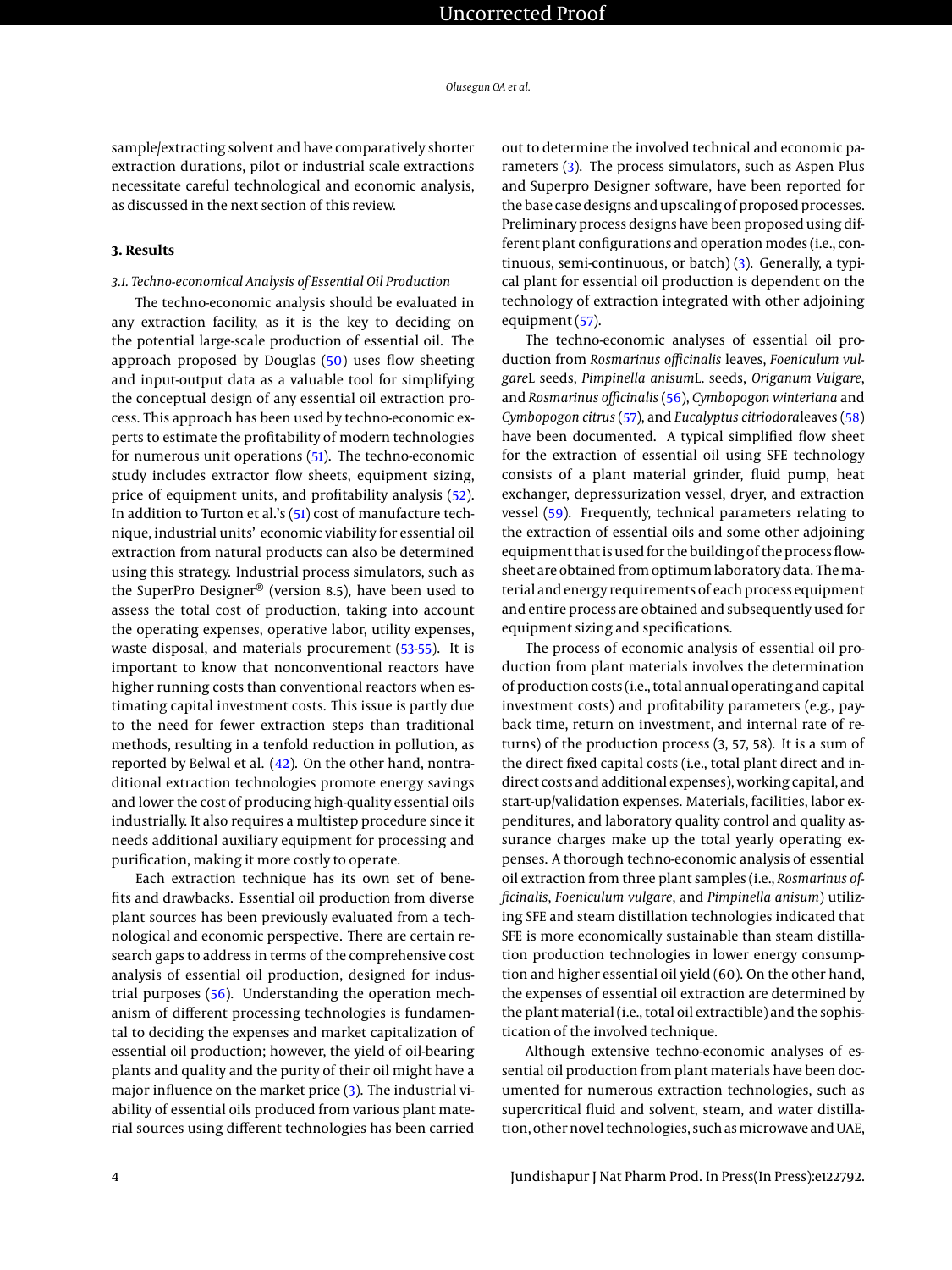sample/extracting solvent and have comparatively shorter extraction durations, pilot or industrial scale extractions necessitate careful technological and economic analysis, as discussed in the next section of this review.

## 3. Results

### 3.1. Techno-economical Analysis of Essential Oil Production

The techno-economic analysis should be evaluated in any extraction facility, as it is the key to deciding on the potential large-scale production of essential oil. The approach proposed by Douglas (50) uses flow sheeting and input-output data as a valuable tool for simplifying the conceptual design of any essential oil extraction process. This approach has been used by techno-economic experts to estimate the profitability of modern technologies for numerous unit operations (51). The techno-economic study includes extractor flow sheets, equipment sizing, price of equipment units, and profitability analysis (52). In addition to Turton et al.'s (51) cost of manufacture technique, industrial units' economic viability for essential oil extraction from natural products can also be determined using this strategy. Industrial process simulators, such as the SuperPro Designer® (version 8.5), have been used to assess the total cost of production, taking into account the operating expenses, operative labor, utility expenses, waste disposal, and materials procurement (53-55). It is important to know that nonconventional reactors have higher running costs than conventional reactors when estimating capital investment costs. This issue is partly due to the need for fewer extraction steps than traditional methods, resulting in a tenfold reduction in pollution, as reported by Belwal et al. (42). On the other hand, nontraditional extraction technologies promote energy savings and lower the cost of producing high-quality essential oils industrially. It also requires a multistep procedure since it needs additional auxiliary equipment for processing and purification, making it more costly to operate.

Each extraction technique has its own set of benefits and drawbacks. Essential oil production from diverse plant sources has been previously evaluated from a technological and economic perspective. There are certain research gaps to address in terms of the comprehensive cost analysis of essential oil production, designed for industrial purposes (56). Understanding the operation mechanism of different processing technologies is fundamental to deciding the expenses and market capitalization of essential oil production; however, the yield of oil-bearing plants and quality and the purity of their oil might have a major influence on the market price (3). The industrial viability of essential oils produced from various plant material sources using different technologies has been carried out to determine the involved technical and economic parameters (3). The process simulators, such as Aspen Plus and Superpro Designer software, have been reported for the base case designs and upscaling of proposed processes. Preliminary process designs have been proposed using different plant configurations and operation modes (i.e., continuous, semi-continuous, or batch) (3). Generally, a typical plant for essential oil production is dependent on the technology of extraction integrated with other adjoining equipment (57).

The techno-economic analyses of essential oil production from *Rosmarinus officinalis* leaves, *Foeniculum vulgare*L seeds, *Pimpinella anisum*L. seeds, *Origanum Vulgare*, and *Rosmarinus officinalis* (56), *Cymbopogon winteriana* and *Cymbopogon citrus* (57), and *Eucalyptus citriodora*leaves (58) have been documented. A typical simplified flow sheet for the extraction of essential oil using SFE technology consists of a plant material grinder, fluid pump, heat exchanger, depressurization vessel, dryer, and extraction vessel (59). Frequently, technical parameters relating to the extraction of essential oils and some other adjoining equipment that is used for the building of the process flowsheet are obtained from optimum laboratory data. The material and energy requirements of each process equipment and entire process are obtained and subsequently used for equipment sizing and specifications.

The process of economic analysis of essential oil production from plant materials involves the determination of production costs (i.e., total annual operating and capital investment costs) and profitability parameters (e.g., payback time, return on investment, and internal rate of returns) of the production process (3, 57, 58). It is a sum of the direct fixed capital costs (i.e., total plant direct and indirect costs and additional expenses), working capital, and start-up/validation expenses. Materials, facilities, labor expenditures, and laboratory quality control and quality assurance charges make up the total yearly operating expenses. A thorough techno-economic analysis of essential oil extraction from three plant samples (i.e., *Rosmarinus officinalis*, *Foeniculum vulgare*, and *Pimpinella anisum*) utilizing SFE and steam distillation technologies indicated that SFE is more economically sustainable than steam distillation production technologies in lower energy consumption and higher essential oil yield (60). On the other hand, the expenses of essential oil extraction are determined by the plant material (i.e., total oil extractible) and the sophistication of the involved technique.

Although extensive techno-economic analyses of essential oil production from plant materials have been documented for numerous extraction technologies, such as supercritical fluid and solvent, steam, and water distillation, other novel technologies, such as microwave and UAE,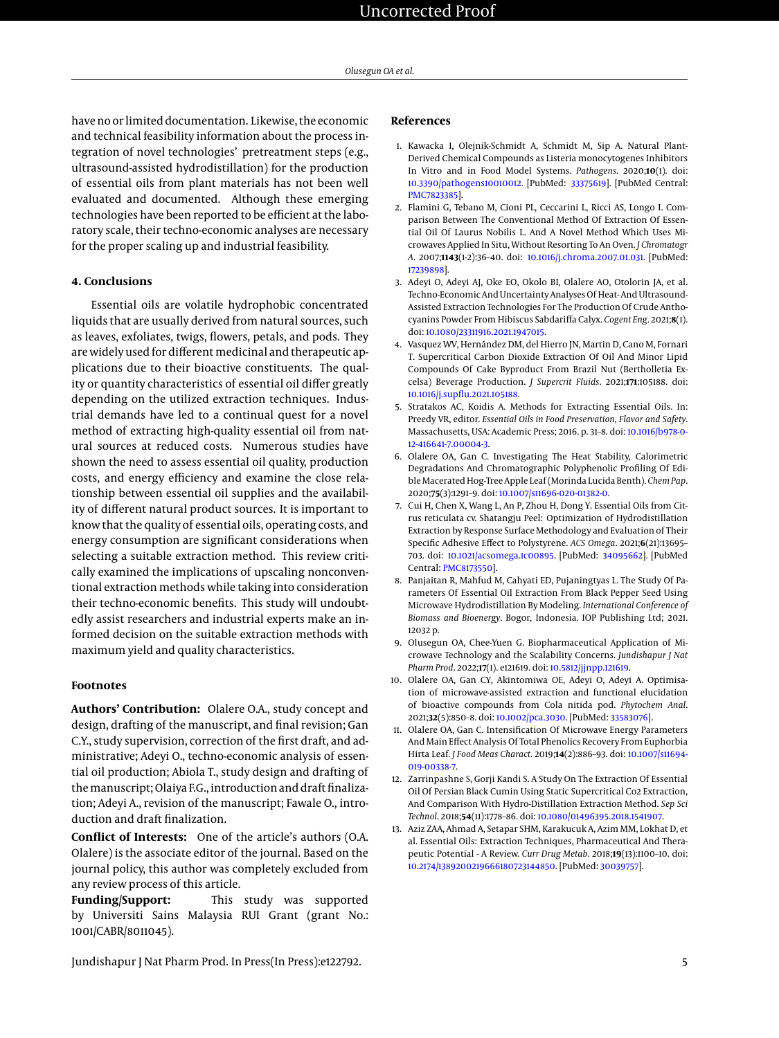have no or limited documentation. Likewise, the economic and technical feasibility information about the process integration of novel technologies' pretreatment steps (e.g., ultrasound-assisted hydrodistillation) for the production of essential oils from plant materials has not been well evaluated and documented. Although these emerging technologies have been reported to be efficient at the laboratory scale, their techno-economic analyses are necessary for the proper scaling up and industrial feasibility.

## 4. Conclusions

Essential oils are volatile hydrophobic concentrated liquids that are usually derived from natural sources, such as leaves, exfoliates, twigs, flowers, petals, and pods. They are widely used for different medicinal and therapeutic applications due to their bioactive constituents. The quality or quantity characteristics of essential oil differ greatly depending on the utilized extraction techniques. Industrial demands have led to a continual quest for a novel method of extracting high-quality essential oil from natural sources at reduced costs. Numerous studies have shown the need to assess essential oil quality, production costs, and energy efficiency and examine the close relationship between essential oil supplies and the availability of different natural product sources. It is important to know that the quality of essential oils, operating costs, and energy consumption are significant considerations when selecting a suitable extraction method. This review critically examined the implications of upscaling nonconventional extraction methods while taking into consideration their techno-economic benefits. This study will undoubtedly assist researchers and industrial experts make an informed decision on the suitable extraction methods with maximum yield and quality characteristics.

## Footnotes

**Authors' Contribution:** Olalere O.A., study concept and design, drafting of the manuscript, and final revision; Gan C.Y., study supervision, correction of the first draft, and administrative; Adeyi O., techno-economic analysis of essential oil production; Abiola T., study design and drafting of the manuscript; Olaiya F.G., introduction and draft finalization; Adeyi A., revision of the manuscript; Fawale O., introduction and draft finalization.

**Conflict of Interests:** One of the article's authors (O.A. Olalere) is the associate editor of the journal. Based on the journal policy, this author was completely excluded from any review process of this article.

**Funding/Support:** This study was supported by Universiti Sains Malaysia RUI Grant (grant No.: 1001/CABR/8011045).

## References

1. Kawacka I, Olejnik-Schmidt A, Schmidt M, Sip A. Natural Plant-Derived Chemical Compounds as Listeria monocytogenes Inhibitors In Vitro and in Food Model Systems. *Pathogens*. 2020;**10**(1). doi: 10.3390/pathogens10010012. [PubMed: 33375619]. [PubMed Central: PMC7823385].
2. Flamini G, Tebano M, Cioni PL, Ceccarini L, Ricci AS, Longo I. Comparison Between The Conventional Method Of Extraction Of Essential Oil Of Laurus Nobilis L. And A Novel Method Which Uses Microwaves Applied In Situ, Without Resorting To An Oven. *J Chromatogr A*. 2007;**1143**(1-2):36–40. doi: 10.1016/j.chroma.2007.01.031. [PubMed: 17239898].
3. Adeyi O, Adeyi AJ, Oke EO, Okolo BI, Olalere AO, Otolorin JA, et al. Techno-Economic And Uncertainty Analyses Of Heat- And Ultrasound-Assisted Extraction Technologies For The Production Of Crude Anthocyanins Powder From Hibiscus Sabdariffa Calyx. *Cogent Eng*. 2021;**8**(1). doi: 10.1080/23311916.2021.1947015.
4. Vasquez WV, Hernández DM, del Hierro JN, Martin D, Cano M, Fornari T. Supercritical Carbon Dioxide Extraction Of Oil And Minor Lipid Compounds Of Cake Byproduct From Brazil Nut (Bertholletia Excelsa) Beverage Production. *J Supercrit Fluids*. 2021;**171**:105188. doi: 10.1016/j.supflu.2021.105188.
5. Stratakos AC, Koidis A. Methods for Extracting Essential Oils. In: Preedy VR, editor. *Essential Oils in Food Preservation, Flavor and Safety*. Massachusetts, USA: Academic Press; 2016. p. 31–8. doi: 10.1016/b978-0-12-416641-7.00004-3.
6. Olalere OA, Gan C. Investigating The Heat Stability, Calorimetric Degradations And Chromatographic Polyphenolic Profiling Of Edible Macerated Hog-Tree Apple Leaf (Morinda Lucida Benth). *Chem Pap*. 2020;**75**(3):1291–9. doi: 10.1007/s11696-020-01382-0.
7. Cui H, Chen X, Wang L, An P, Zhou H, Dong Y. Essential Oils from Citrus reticulata cv. Shatangju Peel: Optimization of Hydrodistillation Extraction by Response Surface Methodology and Evaluation of Their Specific Adhesive Effect to Polystyrene. *ACS Omega*. 2021;**6**(21):13695–703. doi: 10.1021/acsomega.1c00895. [PubMed: 34095662]. [PubMed Central: PMC8173550].
8. Panjaitan R, Mahfud M, Cahyati ED, Pujaningtyas L. The Study Of Parameters Of Essential Oil Extraction From Black Pepper Seed Using Microwave Hydrodistillation By Modeling. *International Conference of Biomass and Bioenergy*. Bogor, Indonesia. IOP Publishing Ltd; 2021. 12032 p.
9. Olusegun OA, Chee-Yuen G. Biopharmaceutical Application of Microwave Technology and the Scalability Concerns. *Jundishapur J Nat Pharm Prod*. 2022;**17**(1). e121619. doi: 10.5812/jjnpp.121619.
10. Olalere OA, Gan CY, Akintomiwa OE, Adeyi O, Adeyi A. Optimisation of microwave-assisted extraction and functional elucidation of bioactive compounds from Cola nitida pod. *Phytochem Anal*. 2021;**32**(5):850–8. doi: 10.1002/pca.3030. [PubMed: 33583076].
11. Olalere OA, Gan C. Intensification Of Microwave Energy Parameters And Main Effect Analysis Of Total Phenolics Recovery From Euphorbia Hirta Leaf. *J Food Meas Charact*. 2019;**14**(2):886–93. doi: 10.1007/s11694-019-00338-7.
12. Zarrinpashne S, Gorji Kandi S. A Study On The Extraction Of Essential Oil Of Persian Black Cumin Using Static Supercritical Co2 Extraction, And Comparison With Hydro-Distillation Extraction Method. *Sep Sci Technol*. 2018;**54**(11):1778–86. doi: 10.1080/01496395.2018.1541907.
13. Aziz ZAA, Ahmad A, Setapar SHM, Karakucuk A, Azim MM, Lokhat D, et al. Essential Oils: Extraction Techniques, Pharmaceutical And Therapeutic Potential - A Review. *Curr Drug Metab*. 2018;**19**(13):1100–10. doi: 10.2174/1389200219666180723144850. [PubMed: 30039757].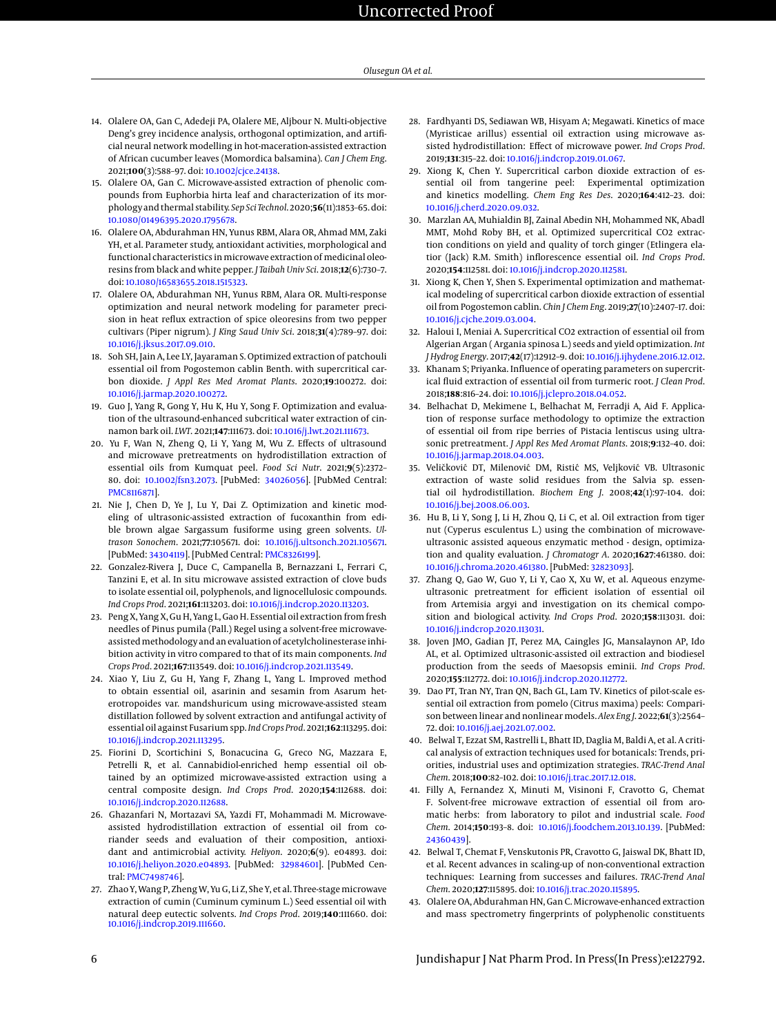14. Olalere OA, Gan C, Adedeji PA, Olalere ME, Aljbour N. Multi-objective Deng's grey incidence analysis, orthogonal optimization, and artificial neural network modelling in hot-maceration-assisted extraction of African cucumber leaves (Momordica balsamina). *Can J Chem Eng*. 2021;**100**(3):588–97. doi: 10.1002/cjce.24138.
15. Olalere OA, Gan C. Microwave-assisted extraction of phenolic compounds from Euphorbia hirta leaf and characterization of its morphology and thermal stability. *Sep Sci Technol*. 2020;**56**(11):1853–65. doi: 10.1080/01496395.2020.1795678.
16. Olalere OA, Abdurahman HN, Yunus RBM, Alara OR, Ahmad MM, Zaki YH, et al. Parameter study, antioxidant activities, morphological and functional characteristics in microwave extraction of medicinal oleoresins from black and white pepper. *J Taibah Univ Sci*. 2018;**12**(6):730–7. doi: 10.1080/16583655.2018.1515323.
17. Olalere OA, Abdurahman NH, Yunus RBM, Alara OR. Multi-response optimization and neural network modeling for parameter precision in heat reflux extraction of spice oleoresins from two pepper cultivars (Piper nigrum). *J King Saud Univ Sci*. 2018;**31**(4):789–97. doi: 10.1016/j.jksus.2017.09.010.
18. Soh SH, Jain A, Lee LY, Jayaraman S. Optimized extraction of patchouli essential oil from Pogostemon cablin Benth. with supercritical carbon dioxide. *J Appl Res Med Aromat Plants*. 2020;**19**:100272. doi: 10.1016/j.jarmap.2020.100272.
19. Guo J, Yang R, Gong Y, Hu K, Hu Y, Song F. Optimization and evaluation of the ultrasound-enhanced subcritical water extraction of cinnamon bark oil. *LWT*. 2021;**147**:111673. doi: 10.1016/j.lwt.2021.111673.
20. Yu F, Wan N, Zheng Q, Li Y, Yang M, Wu Z. Effects of ultrasound and microwave pretreatments on hydrodistillation extraction of essential oils from Kumquat peel. *Food Sci Nutr*. 2021;**9**(5):2372–80. doi: 10.1002/fsn3.2073. [PubMed: 34026056]. [PubMed Central: PMC8116871].
21. Nie J, Chen D, Ye J, Lu Y, Dai Z. Optimization and kinetic modeling of ultrasonic-assisted extraction of fucoxanthin from edible brown algae Sargassum fusiforme using green solvents. *Ultrason Sonochem*. 2021;**77**:105671. doi: 10.1016/j.ultsonch.2021.105671. [PubMed: 34304119]. [PubMed Central: PMC8326199].
22. Gonzalez-Rivera J, Duce C, Campanella B, Bernazzani L, Ferrari C, Tanzini E, et al. In situ microwave assisted extraction of clove buds to isolate essential oil, polyphenols, and lignocellulosic compounds. *Ind Crops Prod*. 2021;**161**:113203. doi: 10.1016/j.indcrop.2020.113203.
23. Peng X, Yang X, Gu H, Yang L, Gao H. Essential oil extraction from fresh needles of Pinus pumila (Pall.) Regel using a solvent-free microwave-assisted methodology and an evaluation of acetylcholinesterase inhibition activity in vitro compared to that of its main components. *Ind Crops Prod*. 2021;**167**:113549. doi: 10.1016/j.indcrop.2021.113549.
24. Xiao Y, Liu Z, Gu H, Yang F, Zhang L, Yang L. Improved method to obtain essential oil, asarinin and sesamin from Asarum heterotropoides var. mandshuricum using microwave-assisted steam distillation followed by solvent extraction and antifungal activity of essential oil against Fusarium spp. *Ind Crops Prod*. 2021;**162**:113295. doi: 10.1016/j.indcrop.2021.113295.
25. Fiorini D, Scortichini S, Bonacucina G, Greco NG, Mazzara E, Petrelli R, et al. Cannabidiol-enriched hemp essential oil obtained by an optimized microwave-assisted extraction using a central composite design. *Ind Crops Prod*. 2020;**154**:112688. doi: 10.1016/j.indcrop.2020.112688.
26. Ghazanfari N, Mortazavi SA, Yazdi FT, Mohammadi M. Microwave-assisted hydrodistillation extraction of essential oil from coriander seeds and evaluation of their composition, antioxidant and antimicrobial activity. *Heliyon*. 2020;**6**(9). e04893. doi: 10.1016/j.heliyon.2020.e04893. [PubMed: 32984601]. [PubMed Central: PMC7498746].
27. Zhao Y, Wang P, Zheng W, Yu G, Li Z, She Y, et al. Three-stage microwave extraction of cumin (Cuminum cyminum L.) Seed essential oil with natural deep eutectic solvents. *Ind Crops Prod*. 2019;**140**:111660. doi: 10.1016/j.indcrop.2019.111660.
28. Fardhyanti DS, Sediawan WB, Hisyam A; Megawati. Kinetics of mace (Myristicae arillus) essential oil extraction using microwave assisted hydrodistillation: Effect of microwave power. *Ind Crops Prod*. 2019;**131**:315–22. doi: 10.1016/j.indcrop.2019.01.067.
29. Xiong K, Chen Y. Supercritical carbon dioxide extraction of essential oil from tangerine peel: Experimental optimization and kinetics modelling. *Chem Eng Res Des*. 2020;**164**:412–23. doi: 10.1016/j.cherd.2020.09.032.
30. Marzlan AA, Muhialdin BJ, Zainal Abedin NH, Mohammed NK, Abadl MMT, Mohd Roby BH, et al. Optimized supercritical CO2 extraction conditions on yield and quality of torch ginger (Etlingera elatior (Jack) R.M. Smith) inflorescence essential oil. *Ind Crops Prod*. 2020;**154**:112581. doi: 10.1016/j.indcrop.2020.112581.
31. Xiong K, Chen Y, Shen S. Experimental optimization and mathematical modeling of supercritical carbon dioxide extraction of essential oil from Pogostemon cablin. *Chin J Chem Eng*. 2019;**27**(10):2407–17. doi: 10.1016/j.cjche.2019.03.004.
32. Haloui I, Meniai A. Supercritical CO2 extraction of essential oil from Algerian Argan ( Argania spinosa L.) seeds and yield optimization. *Int J Hydrog Energy*. 2017;**42**(17):12912–9. doi: 10.1016/j.ijhydene.2016.12.012.
33. Khanam S; Priyanka. Influence of operating parameters on supercritical fluid extraction of essential oil from turmeric root. *J Clean Prod*. 2018;**188**:816–24. doi: 10.1016/j.jclepro.2018.04.052.
34. Belhachat D, Mekimene L, Belhachat M, Ferradji A, Aid F. Application of response surface methodology to optimize the extraction of essential oil from ripe berries of Pistacia lentiscus using ultrasonic pretreatment. *J Appl Res Med Aromat Plants*. 2018;**9**:132–40. doi: 10.1016/j.jarmap.2018.04.003.
35. Veličković DT, Milenović DM, Ristić MS, Veljković VB. Ultrasonic extraction of waste solid residues from the Salvia sp. essential oil hydrodistillation. *Biochem Eng J*. 2008;**42**(1):97–104. doi: 10.1016/j.bej.2008.06.003.
36. Hu B, Li Y, Song J, Li H, Zhou Q, Li C, et al. Oil extraction from tiger nut (Cyperus esculentus L.) using the combination of microwave-ultrasonic assisted aqueous enzymatic method - design, optimization and quality evaluation. *J Chromatogr A*. 2020;**1627**:461380. doi: 10.1016/j.chroma.2020.461380. [PubMed: 32823093].
37. Zhang Q, Gao W, Guo Y, Li Y, Cao X, Xu W, et al. Aqueous enzyme-ultrasonic pretreatment for efficient isolation of essential oil from Artemisia argyi and investigation on its chemical composition and biological activity. *Ind Crops Prod*. 2020;**158**:113031. doi: 10.1016/j.indcrop.2020.113031.
38. Joven JMO, Gadian JT, Perez MA, Caingles JG, Mansalaynon AP, Ido AL, et al. Optimized ultrasonic-assisted oil extraction and biodiesel production from the seeds of Maesopsis eminii. *Ind Crops Prod*. 2020;**155**:112772. doi: 10.1016/j.indcrop.2020.112772.
39. Dao PT, Tran NY, Tran QN, Bach GL, Lam TV. Kinetics of pilot-scale essential oil extraction from pomelo (Citrus maxima) peels: Comparison between linear and nonlinear models. *Alex Eng J*. 2022;**61**(3):2564–72. doi: 10.1016/j.aej.2021.07.002.
40. Belwal T, Ezzat SM, Rastrelli L, Bhatt ID, Daglia M, Baldi A, et al. A critical analysis of extraction techniques used for botanicals: Trends, priorities, industrial uses and optimization strategies. *TRAC-Trend Anal Chem*. 2018;**100**:82–102. doi: 10.1016/j.trac.2017.12.018.
41. Filly A, Fernandez X, Minuti M, Visinoni F, Cravotto G, Chemat F. Solvent-free microwave extraction of essential oil from aromatic herbs: from laboratory to pilot and industrial scale. *Food Chem*. 2014;**150**:193–8. doi: 10.1016/j.foodchem.2013.10.139. [PubMed: 24360439].
42. Belwal T, Chemat F, Venskutonis PR, Cravotto G, Jaiswal DK, Bhatt ID, et al. Recent advances in scaling-up of non-conventional extraction techniques: Learning from successes and failures. *TRAC-Trend Anal Chem*. 2020;**127**:115895. doi: 10.1016/j.trac.2020.115895.
43. Olalere OA, Abdurahman HN, Gan C. Microwave-enhanced extraction and mass spectrometry fingerprints of polyphenolic constituents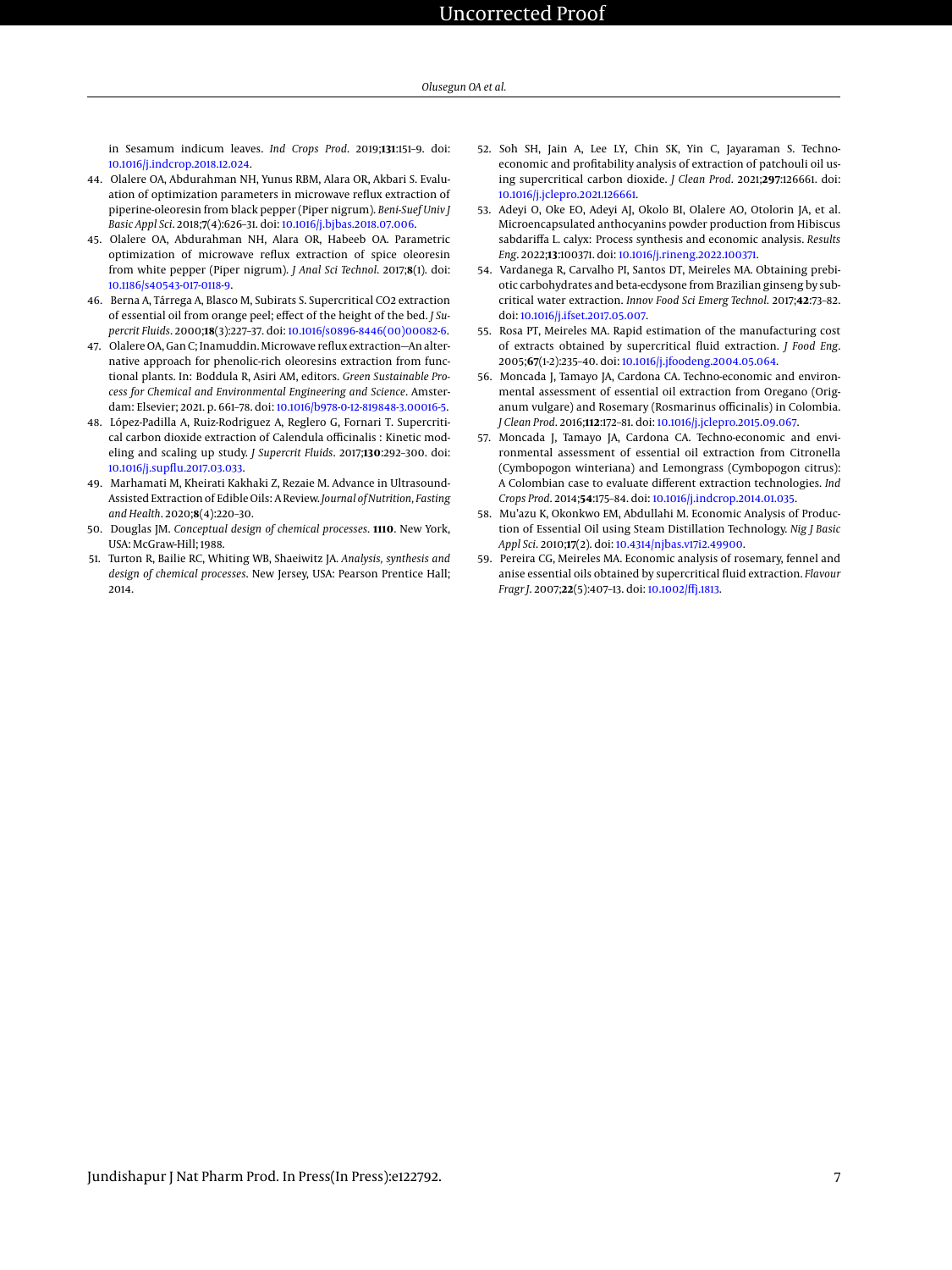in Sesamum indicum leaves. *Ind Crops Prod*. 2019;**131**:151–9. doi: 10.1016/j.indcrop.2018.12.024.

44. Olalere OA, Abdurahman NH, Yunus RBM, Alara OR, Akbari S. Evaluation of optimization parameters in microwave reflux extraction of piperine-oleoresin from black pepper (Piper nigrum). *Beni-Suef Univ J Basic Appl Sci*. 2018;**7**(4):626–31. doi: 10.1016/j.bjbas.2018.07.006.
45. Olalere OA, Abdurahman NH, Alara OR, Habeeb OA. Parametric optimization of microwave reflux extraction of spice oleoresin from white pepper (Piper nigrum). *J Anal Sci Technol*. 2017;**8**(1). doi: 10.1186/s40543-017-0118-9.
46. Berna A, Tárrega A, Blasco M, Subirats S. Supercritical CO2 extraction of essential oil from orange peel; effect of the height of the bed. *J Supercrit Fluids*. 2000;**18**(3):227–37. doi: 10.1016/s0896-8446(00)00082-6.
47. Olalere OA, Gan C; Inamuddin. Microwave reflux extraction—An alternative approach for phenolic-rich oleoresins extraction from functional plants. In: Boddula R, Asiri AM, editors. *Green Sustainable Process for Chemical and Environmental Engineering and Science*. Amsterdam: Elsevier; 2021. p. 661–78. doi: 10.1016/b978-0-12-819848-3.00016-5.
48. López-Padilla A, Ruiz-Rodriguez A, Reglero G, Fornari T. Supercritical carbon dioxide extraction of Calendula officinalis : Kinetic modeling and scaling up study. *J Supercrit Fluids*. 2017;**130**:292–300. doi: 10.1016/j.supflu.2017.03.033.
49. Marhamati M, Kheirati Kakhaki Z, Rezaie M. Advance in Ultrasound-Assisted Extraction of Edible Oils: A Review. *Journal of Nutrition, Fasting and Health*. 2020;**8**(4):220–30.
50. Douglas JM. *Conceptual design of chemical processes*. **1110**. New York, USA: McGraw-Hill; 1988.
51. Turton R, Bailie RC, Whiting WB, Shaeiwitz JA. *Analysis, synthesis and design of chemical processes*. New Jersey, USA: Pearson Prentice Hall; 2014.
52. Soh SH, Jain A, Lee LY, Chin SK, Yin C, Jayaraman S. Techno-economic and profitability analysis of extraction of patchouli oil using supercritical carbon dioxide. *J Clean Prod*. 2021;**297**:126661. doi: 10.1016/j.jclepro.2021.126661.
53. Adeyi O, Oke EO, Adeyi AJ, Okolo BI, Olalere AO, Otolorin JA, et al. Microencapsulated anthocyanins powder production from Hibiscus sabdariffa L. calyx: Process synthesis and economic analysis. *Results Eng*. 2022;**13**:100371. doi: 10.1016/j.rineng.2022.100371.
54. Vardanega R, Carvalho PI, Santos DT, Meireles MA. Obtaining prebiotic carbohydrates and beta-ecdysone from Brazilian ginseng by subcritical water extraction. *Innov Food Sci Emerg Technol*. 2017;**42**:73–82. doi: 10.1016/j.ifset.2017.05.007.
55. Rosa PT, Meireles MA. Rapid estimation of the manufacturing cost of extracts obtained by supercritical fluid extraction. *J Food Eng*. 2005;**67**(1-2):235–40. doi: 10.1016/j.jfoodeng.2004.05.064.
56. Moncada J, Tamayo JA, Cardona CA. Techno-economic and environmental assessment of essential oil extraction from Oregano (Origanum vulgare) and Rosemary (Rosmarinus officinalis) in Colombia. *J Clean Prod*. 2016;**112**:172–81. doi: 10.1016/j.jclepro.2015.09.067.
57. Moncada J, Tamayo JA, Cardona CA. Techno-economic and environmental assessment of essential oil extraction from Citronella (Cymbopogon winteriana) and Lemongrass (Cymbopogon citrus): A Colombian case to evaluate different extraction technologies. *Ind Crops Prod*. 2014;**54**:175–84. doi: 10.1016/j.indcrop.2014.01.035.
58. Mu'azu K, Okonkwo EM, Abdullahi M. Economic Analysis of Production of Essential Oil using Steam Distillation Technology. *Nig J Basic Appl Sci*. 2010;**17**(2). doi: 10.4314/njbas.v17i2.49900.
59. Pereira CG, Meireles MA. Economic analysis of rosemary, fennel and anise essential oils obtained by supercritical fluid extraction. *Flavour Fragr J*. 2007;**22**(5):407–13. doi: 10.1002/ffj.1813.